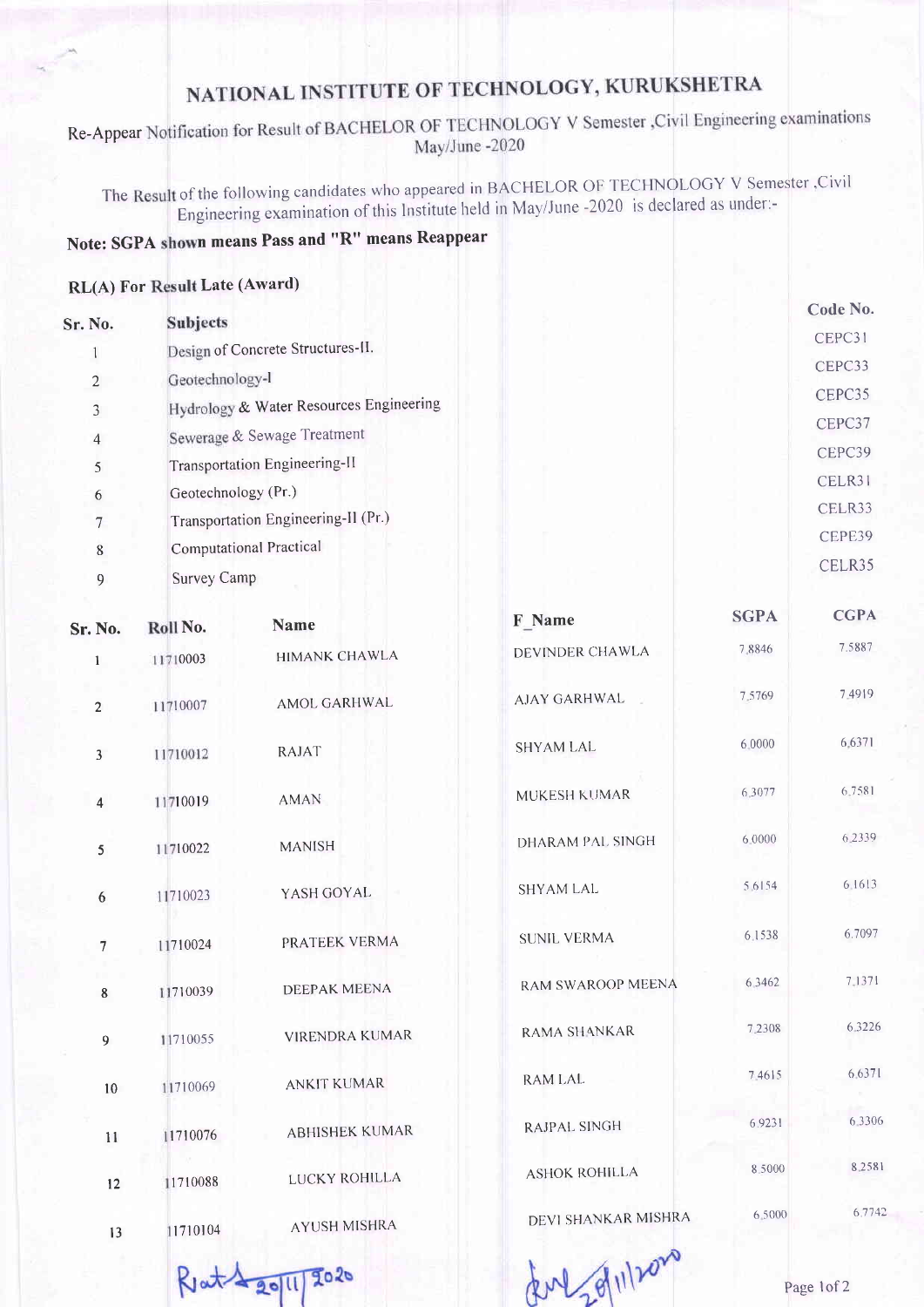# NATIONAL INSTITUTE OF TECHNOLOGY, KURUKSHETRA

Re-Appear Notification for Result of BACHELOR OF TECHNOLOGY V Semester ,Civil Engineering examinations May/June -2020

The Result of the following candidates who appeared in BACHELOR OF TECHNOLOGY V Semester ,Civil Engineering examination of this Institute held in May/June -2020 is declared as under:-

**Note: SGPA shown means Pass and "R" means Reappear**

**RL(A) For Result Late (Award)**

| Sr. No. | Subjects | Code No. |
|---|---|---|
| 1 | Design of Concrete Structures-II. | CEPC31 |
| 2 | Geotechnology-I | CEPC33 |
| 3 | Hydrology & Water Resources Engineering | CEPC35 |
| 4 | Sewerage & Sewage Treatment | CEPC37 |
| 5 | Transportation Engineering-II | CEPC39 |
| 6 | Geotechnology (Pr.) | CELR31 |
| 7 | Transportation Engineering-II (Pr.) | CELR33 |
| 8 | Computational Practical | CEPE39 |
| 9 | Survey Camp | CELR35 |

| Sr. No. | Roll No. | Name | F_Name | SGPA | CGPA |
|---|---|---|---|---|---|
| 1 | 11710003 | HIMANK CHAWLA | DEVINDER CHAWLA | 7.8846 | 7.5887 |
| 2 | 11710007 | AMOL GARHWAL | AJAY GARHWAL | 7.5769 | 7.4919 |
| 3 | 11710012 | RAJAT | SHYAM LAL | 6.0000 | 6.6371 |
| 4 | 11710019 | AMAN | MUKESH KUMAR | 6.3077 | 6.7581 |
| 5 | 11710022 | MANISH | DHARAM PAL SINGH | 6.0000 | 6.2339 |
| 6 | 11710023 | YASH GOYAL | SHYAM LAL | 5.6154 | 6.1613 |
| 7 | 11710024 | PRATEEK VERMA | SUNIL VERMA | 6.1538 | 6.7097 |
| 8 | 11710039 | DEEPAK MEENA | RAM SWAROOP MEENA | 6.3462 | 7.1371 |
| 9 | 11710055 | VIRENDRA KUMAR | RAMA SHANKAR | 7.2308 | 6.3226 |
| 10 | 11710069 | ANKIT KUMAR | RAM LAL | 7.4615 | 6.6371 |
| 11 | 11710076 | ABHISHEK KUMAR | RAJPAL SINGH | 6.9231 | 6.3306 |
| 12 | 11710088 | LUCKY ROHILLA | ASHOK ROHILLA | 8.5000 | 8.2581 |
| 13 | 11710104 | AYUSH MISHRA | DEVI SHANKAR MISHRA | 6.5000 | 6.7742 |

Ratd 20/11/2020

20/11/2020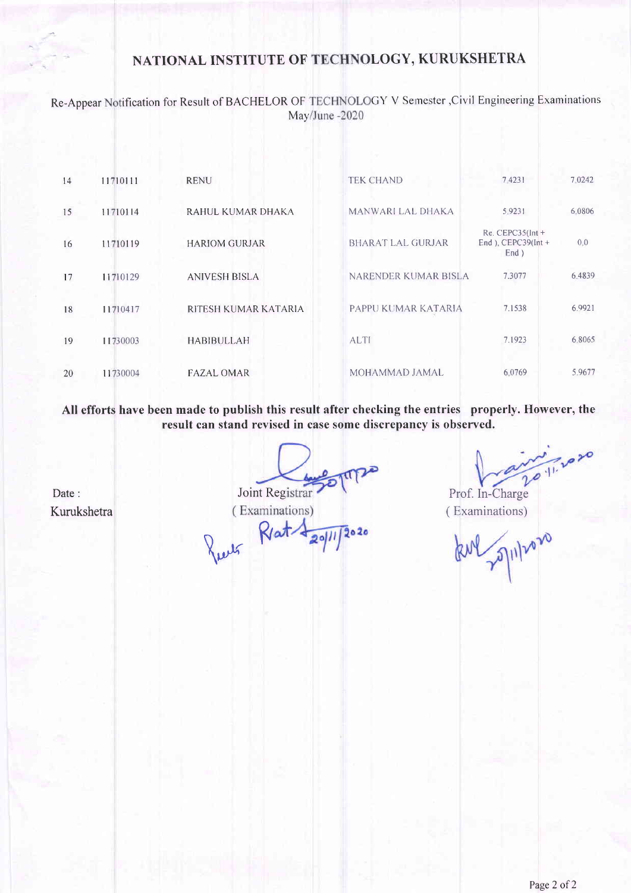# NATIONAL INSTITUTE OF TECHNOLOGY, KURUKSHETRA

Re-Appear Notification for Result of BACHELOR OF TECHNOLOGY V Semester ,Civil Engineering Examinations May/June -2020

| | | | | | |
|---|---|---|---|---|---|
| 14 | 11710111 | RENU | TEK CHAND | 7.4231 | 7.0242 |
| 15 | 11710114 | RAHUL KUMAR DHAKA | MANWARI LAL DHAKA | 5.9231 | 6.0806 |
| 16 | 11710119 | HARIOM GURJAR | BHARAT LAL GURJAR | Re. CEPC35(Int + End ), CEPC39(Int + End ) | 0.0 |
| 17 | 11710129 | ANIVESH BISLA | NARENDER KUMAR BISLA | 7.3077 | 6.4839 |
| 18 | 11710417 | RITESH KUMAR KATARIA | PAPPU KUMAR KATARIA | 7.1538 | 6.9921 |
| 19 | 11730003 | HABIBULLAH | ALTI | 7.1923 | 6.8065 |
| 20 | 11730004 | FAZAL OMAR | MOHAMMAD JAMAL | 6.0769 | 5.9677 |

**All efforts have been made to publish this result after checking the entries properly. However, the result can stand revised in case some discrepancy is observed.**

Date :
Kurukshetra

Joint Registrar
( Examinations)

Prof. In-Charge
( Examinations)